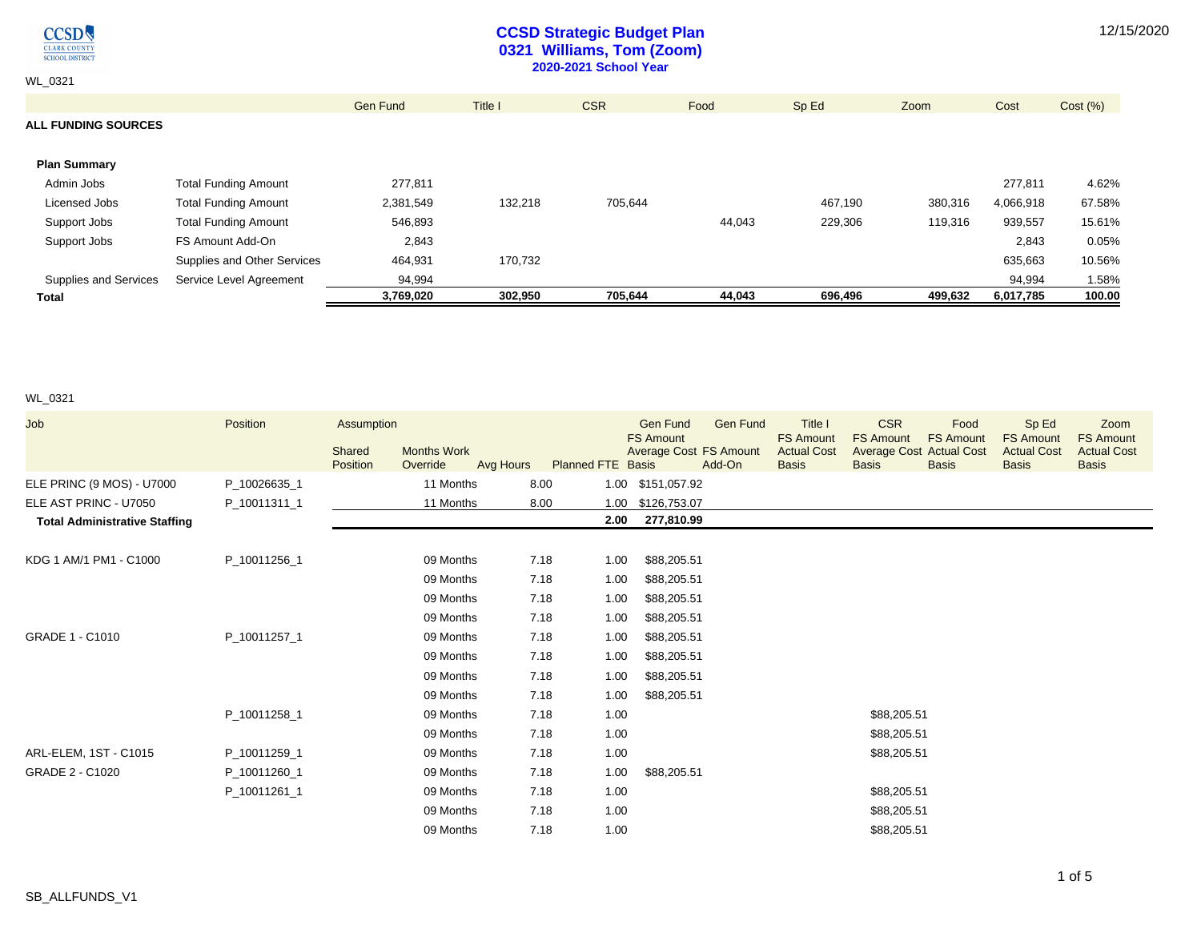CCSD CLARK COUNTY SCHOOL DISTRICT

WL_0321

# CCSD Strategic Budget Plan
## 0321 Williams, Tom (Zoom)
### 2020-2021 School Year

12/15/2020

| | | Gen Fund | Title I | CSR | Food | Sp Ed | Zoom | Cost | Cost (%) |
|---|---|---|---|---|---|---|---|---|---|
| **ALL FUNDING SOURCES** | | | | | | | | | |
| **Plan Summary** | | | | | | | | | |
| Admin Jobs | Total Funding Amount | 277,811 | | | | | | 277,811 | 4.62% |
| Licensed Jobs | Total Funding Amount | 2,381,549 | 132,218 | 705,644 | | 467,190 | 380,316 | 4,066,918 | 67.58% |
| Support Jobs | Total Funding Amount | 546,893 | | | 44,043 | 229,306 | 119,316 | 939,557 | 15.61% |
| Support Jobs | FS Amount Add-On | 2,843 | | | | | | 2,843 | 0.05% |
| | Supplies and Other Services | 464,931 | 170,732 | | | | | 635,663 | 10.56% |
| Supplies and Services | Service Level Agreement | 94,994 | | | | | | 94,994 | 1.58% |
| **Total** | | **3,769,020** | **302,950** | **705,644** | **44,043** | **696,496** | **499,632** | **6,017,785** | **100.00** |

WL_0321

| Job | Position | Assumption Shared Position | Months Work Override | Avg Hours | Planned FTE | Gen Fund FS Amount Average Cost Basis | Gen Fund FS Amount Add-On | Title I FS Amount Actual Cost Basis | CSR FS Amount Average Cost Basis | Food FS Amount Actual Cost Basis | Sp Ed FS Amount Actual Cost Basis | Zoom FS Amount Actual Cost Basis |
|---|---|---|---|---|---|---|---|---|---|---|---|---|
| ELE PRINC (9 MOS) - U7000 | P_10026635_1 | | 11 Months | 8.00 | 1.00 | $151,057.92 | | | | | | |
| ELE AST PRINC - U7050 | P_10011311_1 | | 11 Months | 8.00 | 1.00 | $126,753.07 | | | | | | |
| **Total Administrative Staffing** | | | | | **2.00** | **277,810.99** | | | | | | |
| KDG 1 AM/1 PM1 - C1000 | P_10011256_1 | | 09 Months | 7.18 | 1.00 | $88,205.51 | | | | | | |
| | | | 09 Months | 7.18 | 1.00 | $88,205.51 | | | | | | |
| | | | 09 Months | 7.18 | 1.00 | $88,205.51 | | | | | | |
| | | | 09 Months | 7.18 | 1.00 | $88,205.51 | | | | | | |
| GRADE 1 - C1010 | P_10011257_1 | | 09 Months | 7.18 | 1.00 | $88,205.51 | | | | | | |
| | | | 09 Months | 7.18 | 1.00 | $88,205.51 | | | | | | |
| | | | 09 Months | 7.18 | 1.00 | $88,205.51 | | | | | | |
| | | | 09 Months | 7.18 | 1.00 | $88,205.51 | | | | | | |
| | P_10011258_1 | | 09 Months | 7.18 | 1.00 | | | | $88,205.51 | | | |
| | | | 09 Months | 7.18 | 1.00 | | | | $88,205.51 | | | |
| ARL-ELEM, 1ST - C1015 | P_10011259_1 | | 09 Months | 7.18 | 1.00 | | | | $88,205.51 | | | |
| GRADE 2 - C1020 | P_10011260_1 | | 09 Months | 7.18 | 1.00 | $88,205.51 | | | | | | |
| | P_10011261_1 | | 09 Months | 7.18 | 1.00 | | | | $88,205.51 | | | |
| | | | 09 Months | 7.18 | 1.00 | | | | $88,205.51 | | | |
| | | | 09 Months | 7.18 | 1.00 | | | | $88,205.51 | | | |

SB_ALLFUNDS_V1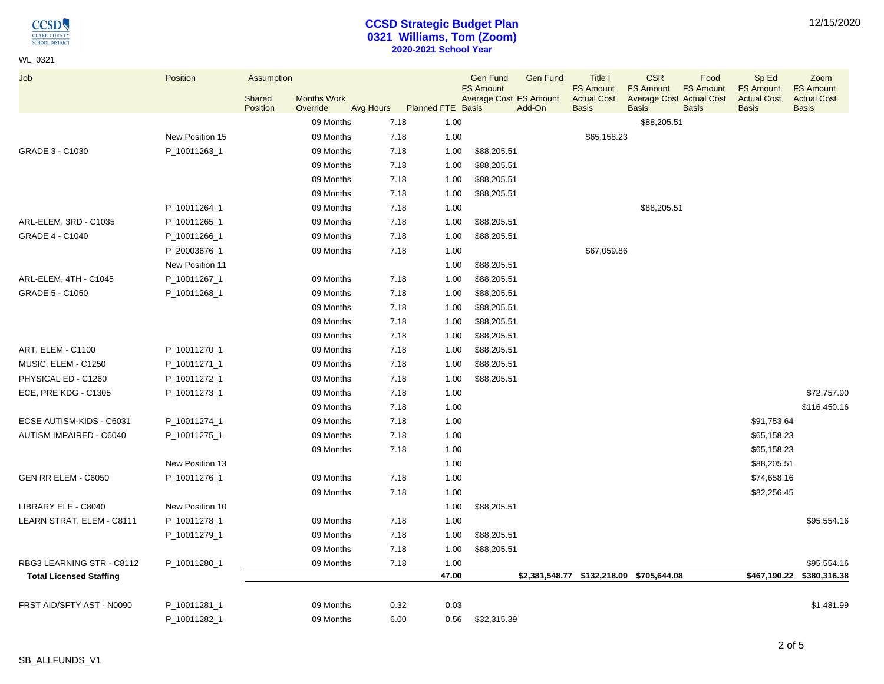**CCSD Strategic Budget Plan**
**0321 Williams, Tom (Zoom)**
**2020-2021 School Year**

WL_0321

| Job | Position | Assumption Shared Position | Months Work Override | Avg Hours | Planned FTE | Gen Fund FS Amount Average Cost Basis | Gen Fund FS Amount Add-On | Title I FS Amount Actual Cost Basis | CSR FS Amount Average Cost Basis | Food FS Amount Actual Cost Basis | Sp Ed FS Amount Actual Cost Basis | Zoom FS Amount Actual Cost Basis |
|---|---|---|---|---|---|---|---|---|---|---|---|---|
| | | | 09 Months | 7.18 | 1.00 | | | | $88,205.51 | | | |
| | New Position 15 | | 09 Months | 7.18 | 1.00 | | | $65,158.23 | | | | |
| GRADE 3 - C1030 | P_10011263_1 | | 09 Months | 7.18 | 1.00 | $88,205.51 | | | | | | |
| | | | 09 Months | 7.18 | 1.00 | $88,205.51 | | | | | | |
| | | | 09 Months | 7.18 | 1.00 | $88,205.51 | | | | | | |
| | | | 09 Months | 7.18 | 1.00 | $88,205.51 | | | | | | |
| | P_10011264_1 | | 09 Months | 7.18 | 1.00 | | | | $88,205.51 | | | |
| ARL-ELEM, 3RD - C1035 | P_10011265_1 | | 09 Months | 7.18 | 1.00 | $88,205.51 | | | | | | |
| GRADE 4 - C1040 | P_10011266_1 | | 09 Months | 7.18 | 1.00 | $88,205.51 | | | | | | |
| | P_20003676_1 | | 09 Months | 7.18 | 1.00 | | | $67,059.86 | | | | |
| | New Position 11 | | | | 1.00 | $88,205.51 | | | | | | |
| ARL-ELEM, 4TH - C1045 | P_10011267_1 | | 09 Months | 7.18 | 1.00 | $88,205.51 | | | | | | |
| GRADE 5 - C1050 | P_10011268_1 | | 09 Months | 7.18 | 1.00 | $88,205.51 | | | | | | |
| | | | 09 Months | 7.18 | 1.00 | $88,205.51 | | | | | | |
| | | | 09 Months | 7.18 | 1.00 | $88,205.51 | | | | | | |
| | | | 09 Months | 7.18 | 1.00 | $88,205.51 | | | | | | |
| ART, ELEM - C1100 | P_10011270_1 | | 09 Months | 7.18 | 1.00 | $88,205.51 | | | | | | |
| MUSIC, ELEM - C1250 | P_10011271_1 | | 09 Months | 7.18 | 1.00 | $88,205.51 | | | | | | |
| PHYSICAL ED - C1260 | P_10011272_1 | | 09 Months | 7.18 | 1.00 | $88,205.51 | | | | | | |
| ECE, PRE KDG - C1305 | P_10011273_1 | | 09 Months | 7.18 | 1.00 | | | | | | | $72,757.90 |
| | | | 09 Months | 7.18 | 1.00 | | | | | | | $116,450.16 |
| ECSE AUTISM-KIDS - C6031 | P_10011274_1 | | 09 Months | 7.18 | 1.00 | | | | | | $91,753.64 | |
| AUTISM IMPAIRED - C6040 | P_10011275_1 | | 09 Months | 7.18 | 1.00 | | | | | | $65,158.23 | |
| | | | 09 Months | 7.18 | 1.00 | | | | | | $65,158.23 | |
| | New Position 13 | | | | 1.00 | | | | | | $88,205.51 | |
| GEN RR ELEM - C6050 | P_10011276_1 | | 09 Months | 7.18 | 1.00 | | | | | | $74,658.16 | |
| | | | 09 Months | 7.18 | 1.00 | | | | | | $82,256.45 | |
| LIBRARY ELE - C8040 | New Position 10 | | | | 1.00 | $88,205.51 | | | | | | |
| LEARN STRAT, ELEM - C8111 | P_10011278_1 | | 09 Months | 7.18 | 1.00 | | | | | | | $95,554.16 |
| | P_10011279_1 | | 09 Months | 7.18 | 1.00 | $88,205.51 | | | | | | |
| | | | 09 Months | 7.18 | 1.00 | $88,205.51 | | | | | | |
| RBG3 LEARNING STR - C8112 | P_10011280_1 | | 09 Months | 7.18 | 1.00 | | | | | | | $95,554.16 |
| **Total Licensed Staffing** | | | | | **47.00** | | **$2,381,548.77** | **$132,218.09** | **$705,644.08** | | **$467,190.22** | **$380,316.38** |
| | | | | | | | | | | | | |
| FRST AID/SFTY AST - N0090 | P_10011281_1 | | 09 Months | 0.32 | 0.03 | | | | | | | $1,481.99 |
| | P_10011282_1 | | 09 Months | 6.00 | 0.56 | $32,315.39 | | | | | | |

SB_ALLFUNDS_V1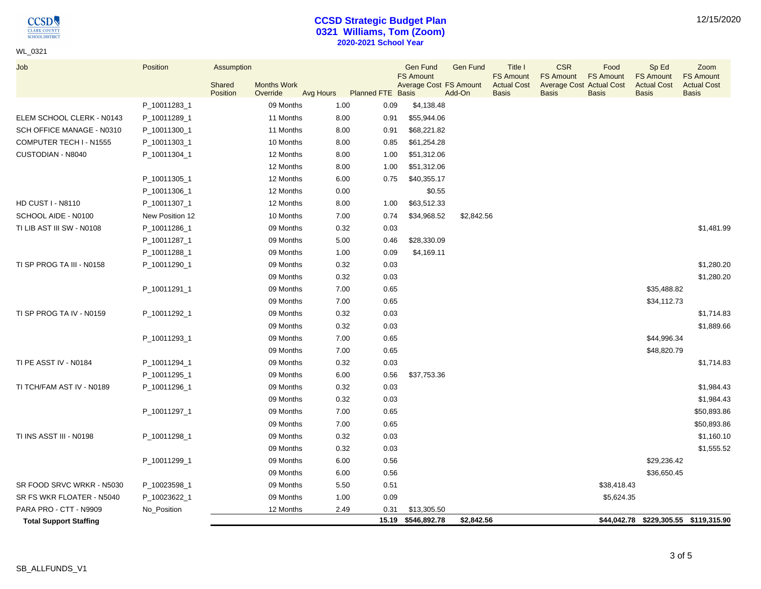# CCSD Strategic Budget Plan

## 0321 Williams, Tom (Zoom)

### 2020-2021 School Year

12/15/2020

WL_0321

| Job | Position | Assumption Shared Position | Months Work Override | Avg Hours | Planned FTE | Gen Fund FS Amount Average Cost Basis | Gen Fund FS Amount Add-On | Title I FS Amount Actual Cost Basis | CSR FS Amount Average Cost Basis | Food FS Amount Actual Cost Basis | Sp Ed FS Amount Actual Cost Basis | Zoom FS Amount Actual Cost Basis |
|---|---|---|---|---|---|---|---|---|---|---|---|---|
| | P_10011283_1 | | 09 Months | 1.00 | 0.09 | $4,138.48 | | | | | | |
| ELEM SCHOOL CLERK - N0143 | P_10011289_1 | | 11 Months | 8.00 | 0.91 | $55,944.06 | | | | | | |
| SCH OFFICE MANAGE - N0310 | P_10011300_1 | | 11 Months | 8.00 | 0.91 | $68,221.82 | | | | | | |
| COMPUTER TECH I - N1555 | P_10011303_1 | | 10 Months | 8.00 | 0.85 | $61,254.28 | | | | | | |
| CUSTODIAN - N8040 | P_10011304_1 | | 12 Months | 8.00 | 1.00 | $51,312.06 | | | | | | |
| | | | 12 Months | 8.00 | 1.00 | $51,312.06 | | | | | | |
| | P_10011305_1 | | 12 Months | 6.00 | 0.75 | $40,355.17 | | | | | | |
| | P_10011306_1 | | 12 Months | 0.00 | | $0.55 | | | | | | |
| HD CUST I - N8110 | P_10011307_1 | | 12 Months | 8.00 | 1.00 | $63,512.33 | | | | | | |
| SCHOOL AIDE - N0100 | New Position 12 | | 10 Months | 7.00 | 0.74 | $34,968.52 | $2,842.56 | | | | | |
| TI LIB AST III SW - N0108 | P_10011286_1 | | 09 Months | 0.32 | 0.03 | | | | | | | $1,481.99 |
| | P_10011287_1 | | 09 Months | 5.00 | 0.46 | $28,330.09 | | | | | | |
| | P_10011288_1 | | 09 Months | 1.00 | 0.09 | $4,169.11 | | | | | | |
| TI SP PROG TA III - N0158 | P_10011290_1 | | 09 Months | 0.32 | 0.03 | | | | | | | $1,280.20 |
| | | | 09 Months | 0.32 | 0.03 | | | | | | | $1,280.20 |
| | P_10011291_1 | | 09 Months | 7.00 | 0.65 | | | | | | $35,488.82 | |
| | | | 09 Months | 7.00 | 0.65 | | | | | | $34,112.73 | |
| TI SP PROG TA IV - N0159 | P_10011292_1 | | 09 Months | 0.32 | 0.03 | | | | | | | $1,714.83 |
| | | | 09 Months | 0.32 | 0.03 | | | | | | | $1,889.66 |
| | P_10011293_1 | | 09 Months | 7.00 | 0.65 | | | | | | $44,996.34 | |
| | | | 09 Months | 7.00 | 0.65 | | | | | | $48,820.79 | |
| TI PE ASST IV - N0184 | P_10011294_1 | | 09 Months | 0.32 | 0.03 | | | | | | | $1,714.83 |
| | P_10011295_1 | | 09 Months | 6.00 | 0.56 | $37,753.36 | | | | | | |
| TI TCH/FAM AST IV - N0189 | P_10011296_1 | | 09 Months | 0.32 | 0.03 | | | | | | | $1,984.43 |
| | | | 09 Months | 0.32 | 0.03 | | | | | | | $1,984.43 |
| | P_10011297_1 | | 09 Months | 7.00 | 0.65 | | | | | | | $50,893.86 |
| | | | 09 Months | 7.00 | 0.65 | | | | | | | $50,893.86 |
| TI INS ASST III - N0198 | P_10011298_1 | | 09 Months | 0.32 | 0.03 | | | | | | | $1,160.10 |
| | | | 09 Months | 0.32 | 0.03 | | | | | | | $1,555.52 |
| | P_10011299_1 | | 09 Months | 6.00 | 0.56 | | | | | | $29,236.42 | |
| | | | 09 Months | 6.00 | 0.56 | | | | | | $36,650.45 | |
| SR FOOD SRVC WRKR - N5030 | P_10023598_1 | | 09 Months | 5.50 | 0.51 | | | | | $38,418.43 | | |
| SR FS WKR FLOATER - N5040 | P_10023622_1 | | 09 Months | 1.00 | 0.09 | | | | | $5,624.35 | | |
| PARA PRO - CTT - N9909 | No_Position | | 12 Months | 2.49 | 0.31 | $13,305.50 | | | | | | |
| **Total Support Staffing** | | | | | **15.19** | **$546,892.78** | **$2,842.56** | | | **$44,042.78** | **$229,305.55** | **$119,315.90** |

SB_ALLFUNDS_V1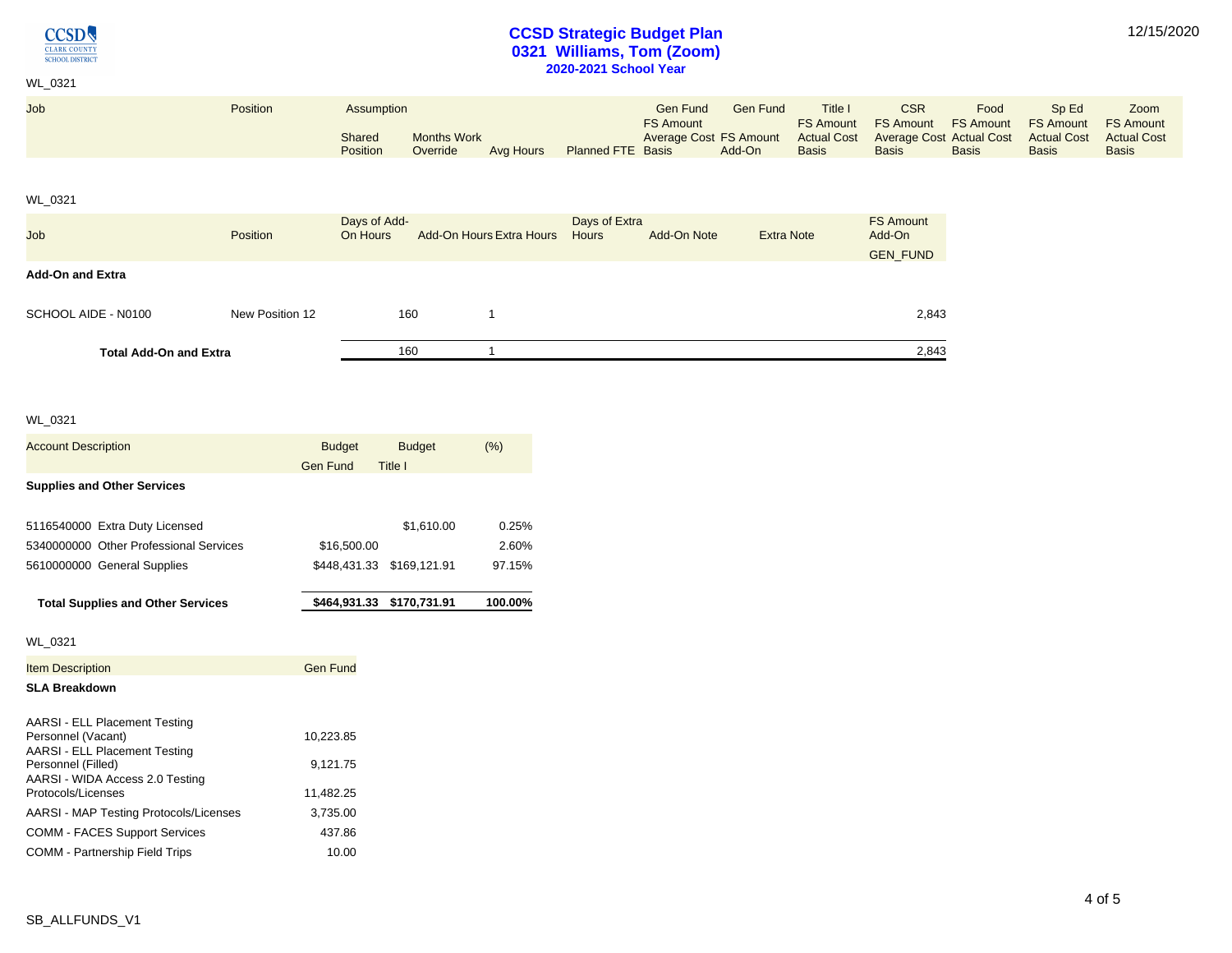# CCSD Strategic Budget Plan

## 0321 Williams, Tom (Zoom)

### 2020-2021 School Year

12/15/2020

WL_0321

| Job | Position | Assumption Shared Position | Months Work Override | Avg Hours | Planned FTE | Gen Fund FS Amount Average Cost Basis | Gen Fund FS Amount Add-On | Title I FS Amount Actual Cost Basis | CSR FS Amount Average Cost Basis | Food FS Amount Actual Cost Basis | Sp Ed FS Amount Actual Cost Basis | Zoom FS Amount Actual Cost Basis |
|---|---|---|---|---|---|---|---|---|---|---|---|---|

WL_0321

| Job | Position | Days of Add-On Hours | Add-On Hours | Extra Hours | Days of Extra Hours | Add-On Note | Extra Note | FS Amount Add-On GEN_FUND |
|---|---|---|---|---|---|---|---|---|
| **Add-On and Extra** | | | | | | | | |
| SCHOOL AIDE - N0100 | New Position 12 | | 160 | 1 | | | | 2,843 |
| **Total Add-On and Extra** | | | 160 | 1 | | | | 2,843 |

WL_0321

| Account Description | Budget Gen Fund | Budget Title I | (%) |
|---|---|---|---|
| **Supplies and Other Services** | | | |
| 5116540000 Extra Duty Licensed | | $1,610.00 | 0.25% |
| 5340000000 Other Professional Services | $16,500.00 | | 2.60% |
| 5610000000 General Supplies | $448,431.33 | $169,121.91 | 97.15% |
| **Total Supplies and Other Services** | **$464,931.33** | **$170,731.91** | **100.00%** |

WL_0321

| Item Description | Gen Fund |
|---|---|
| **SLA Breakdown** | |
| AARSI - ELL Placement Testing Personnel (Vacant) | 10,223.85 |
| AARSI - ELL Placement Testing Personnel (Filled) | 9,121.75 |
| AARSI - WIDA Access 2.0 Testing Protocols/Licenses | 11,482.25 |
| AARSI - MAP Testing Protocols/Licenses | 3,735.00 |
| COMM - FACES Support Services | 437.86 |
| COMM - Partnership Field Trips | 10.00 |

SB_ALLFUNDS_V1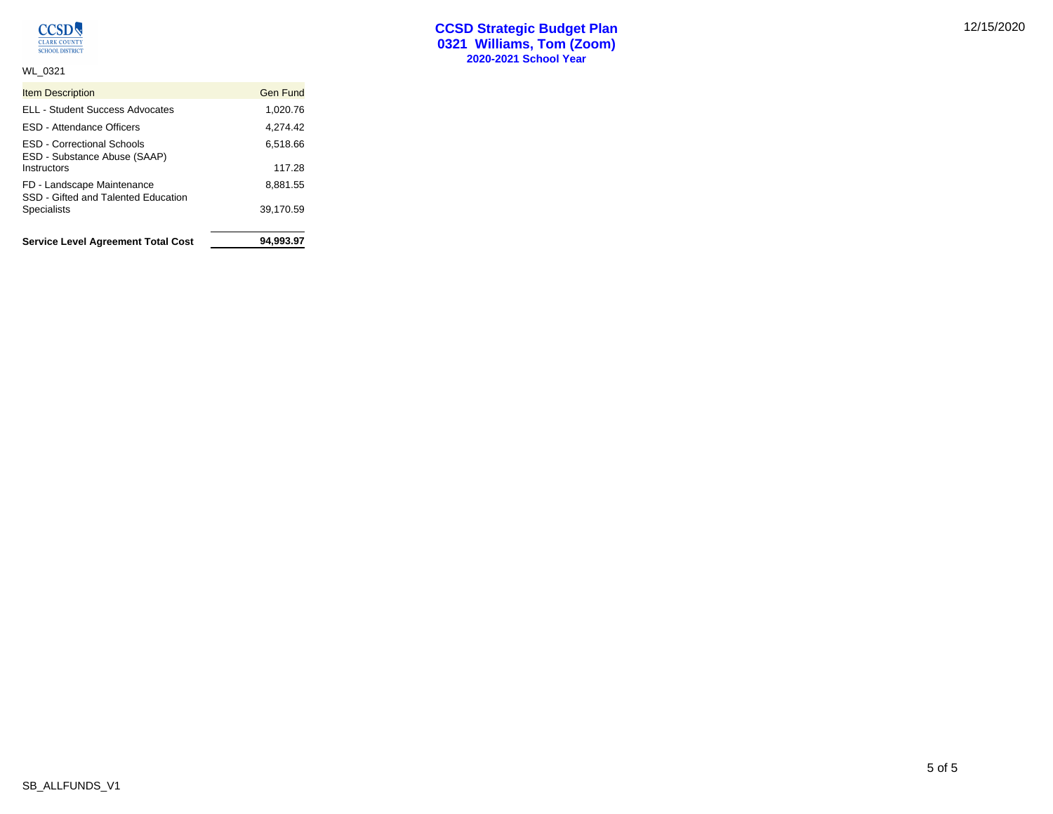# CCSD Strategic Budget Plan
## 0321 Williams, Tom (Zoom)
### 2020-2021 School Year

12/15/2020

WL_0321

| Item Description | Gen Fund |
| --- | --- |
| ELL - Student Success Advocates | 1,020.76 |
| ESD - Attendance Officers | 4,274.42 |
| ESD - Correctional Schools | 6,518.66 |
| ESD - Substance Abuse (SAAP) Instructors | 117.28 |
| FD - Landscape Maintenance | 8,881.55 |
| SSD - Gifted and Talented Education Specialists | 39,170.59 |
| **Service Level Agreement Total Cost** | **94,993.97** |

SB_ALLFUNDS_V1